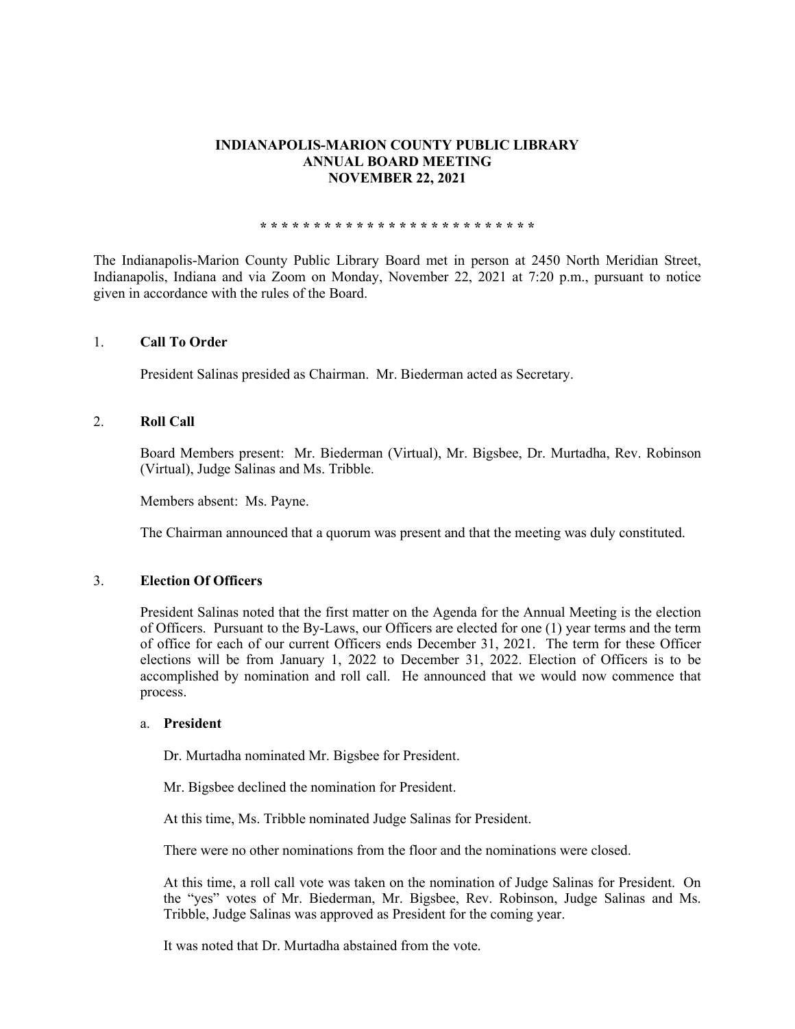# INDIANAPOLIS-MARION COUNTY PUBLIC LIBRARY
# ANNUAL BOARD MEETING
# NOVEMBER 22, 2021

* * * * * * * * * * * * * * * * * * * * * * * * * *

The Indianapolis-Marion County Public Library Board met in person at 2450 North Meridian Street, Indianapolis, Indiana and via Zoom on Monday, November 22, 2021 at 7:20 p.m., pursuant to notice given in accordance with the rules of the Board.

## 1. Call To Order

President Salinas presided as Chairman. Mr. Biederman acted as Secretary.

## 2. Roll Call

Board Members present: Mr. Biederman (Virtual), Mr. Bigsbee, Dr. Murtadha, Rev. Robinson (Virtual), Judge Salinas and Ms. Tribble.

Members absent: Ms. Payne.

The Chairman announced that a quorum was present and that the meeting was duly constituted.

## 3. Election Of Officers

President Salinas noted that the first matter on the Agenda for the Annual Meeting is the election of Officers. Pursuant to the By-Laws, our Officers are elected for one (1) year terms and the term of office for each of our current Officers ends December 31, 2021. The term for these Officer elections will be from January 1, 2022 to December 31, 2022. Election of Officers is to be accomplished by nomination and roll call. He announced that we would now commence that process.

### a. President

Dr. Murtadha nominated Mr. Bigsbee for President.

Mr. Bigsbee declined the nomination for President.

At this time, Ms. Tribble nominated Judge Salinas for President.

There were no other nominations from the floor and the nominations were closed.

At this time, a roll call vote was taken on the nomination of Judge Salinas for President. On the "yes" votes of Mr. Biederman, Mr. Bigsbee, Rev. Robinson, Judge Salinas and Ms. Tribble, Judge Salinas was approved as President for the coming year.

It was noted that Dr. Murtadha abstained from the vote.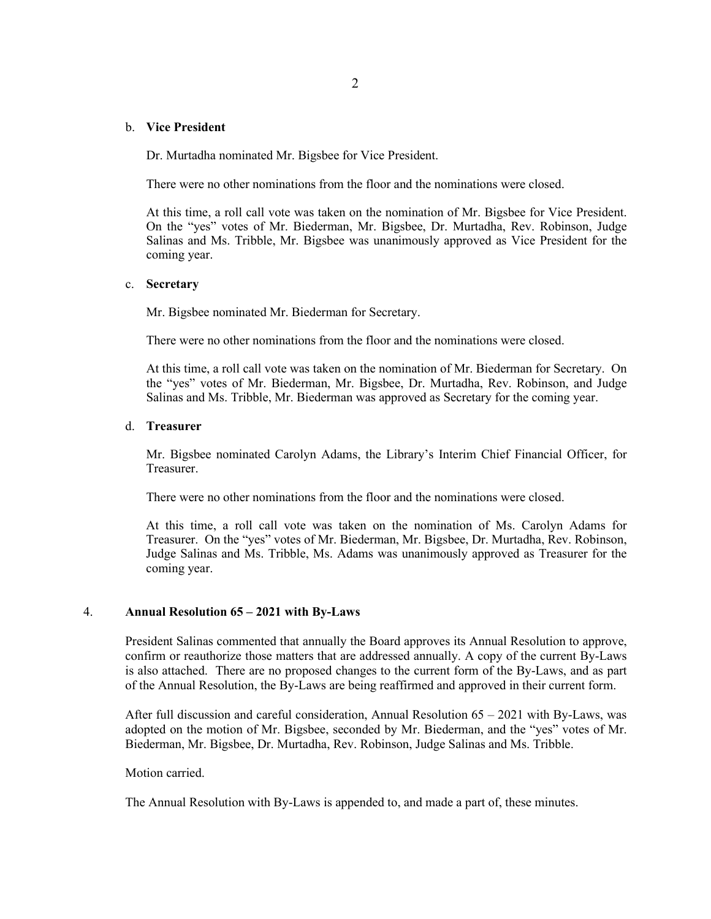b. **Vice President**

Dr. Murtadha nominated Mr. Bigsbee for Vice President.

There were no other nominations from the floor and the nominations were closed.

At this time, a roll call vote was taken on the nomination of Mr. Bigsbee for Vice President. On the "yes" votes of Mr. Biederman, Mr. Bigsbee, Dr. Murtadha, Rev. Robinson, Judge Salinas and Ms. Tribble, Mr. Bigsbee was unanimously approved as Vice President for the coming year.

c. **Secretary**

Mr. Bigsbee nominated Mr. Biederman for Secretary.

There were no other nominations from the floor and the nominations were closed.

At this time, a roll call vote was taken on the nomination of Mr. Biederman for Secretary. On the "yes" votes of Mr. Biederman, Mr. Bigsbee, Dr. Murtadha, Rev. Robinson, and Judge Salinas and Ms. Tribble, Mr. Biederman was approved as Secretary for the coming year.

d. **Treasurer**

Mr. Bigsbee nominated Carolyn Adams, the Library's Interim Chief Financial Officer, for Treasurer.

There were no other nominations from the floor and the nominations were closed.

At this time, a roll call vote was taken on the nomination of Ms. Carolyn Adams for Treasurer. On the "yes" votes of Mr. Biederman, Mr. Bigsbee, Dr. Murtadha, Rev. Robinson, Judge Salinas and Ms. Tribble, Ms. Adams was unanimously approved as Treasurer for the coming year.

4. **Annual Resolution 65 – 2021 with By-Laws**

President Salinas commented that annually the Board approves its Annual Resolution to approve, confirm or reauthorize those matters that are addressed annually. A copy of the current By-Laws is also attached. There are no proposed changes to the current form of the By-Laws, and as part of the Annual Resolution, the By-Laws are being reaffirmed and approved in their current form.

After full discussion and careful consideration, Annual Resolution 65 – 2021 with By-Laws, was adopted on the motion of Mr. Bigsbee, seconded by Mr. Biederman, and the "yes" votes of Mr. Biederman, Mr. Bigsbee, Dr. Murtadha, Rev. Robinson, Judge Salinas and Ms. Tribble.

Motion carried.

The Annual Resolution with By-Laws is appended to, and made a part of, these minutes.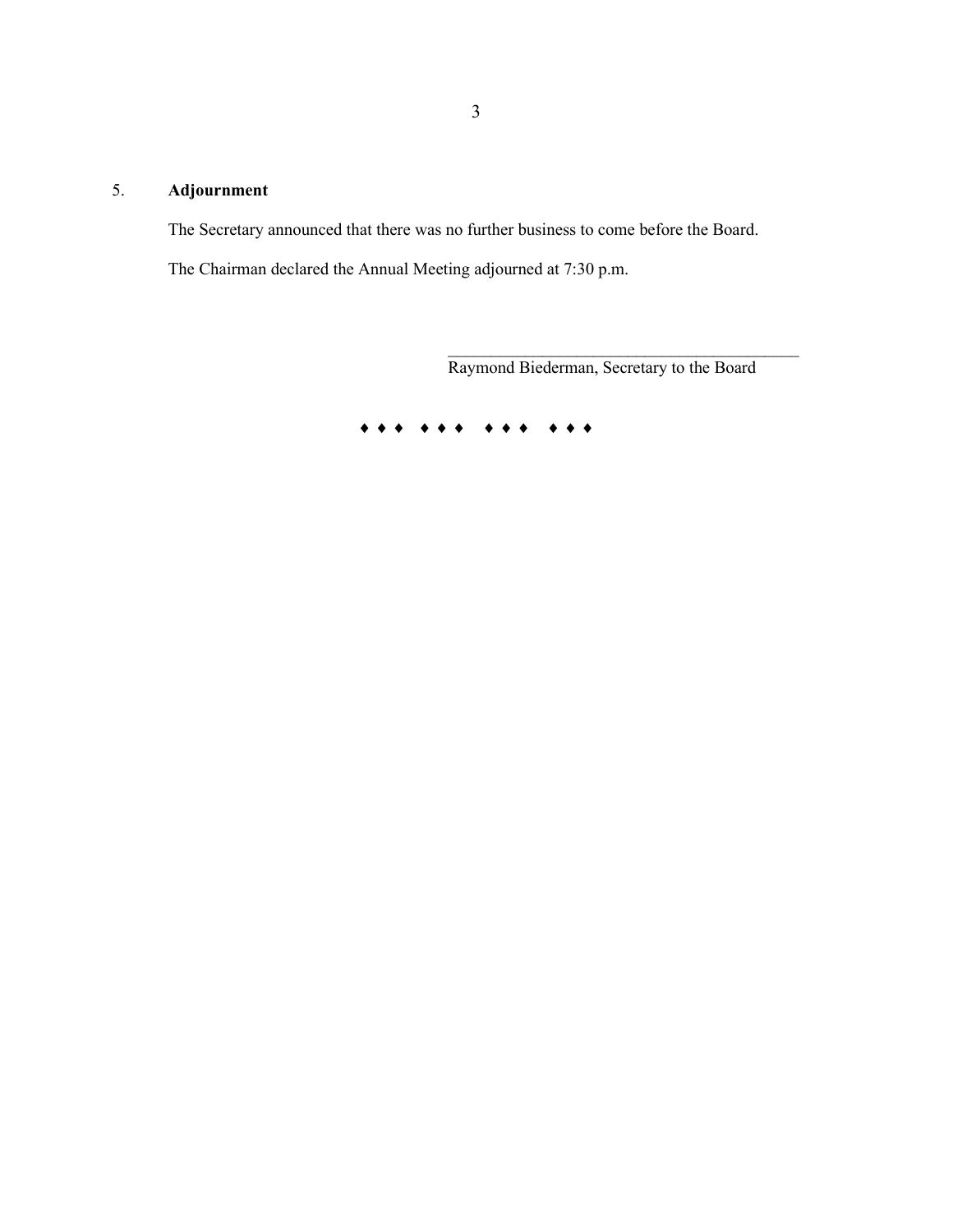## 5. Adjournment

The Secretary announced that there was no further business to come before the Board.

The Chairman declared the Annual Meeting adjourned at 7:30 p.m.

\_\_\_\_\_\_\_\_\_\_\_\_\_\_\_\_\_\_\_\_\_\_\_\_\_\_\_\_\_\_\_\_\_\_\_\_\_\_\_\_\_\_\_\_

Raymond Biederman, Secretary to the Board

♦ ♦ ♦ ♦ ♦ ♦ ♦ ♦ ♦ ♦ ♦ ♦